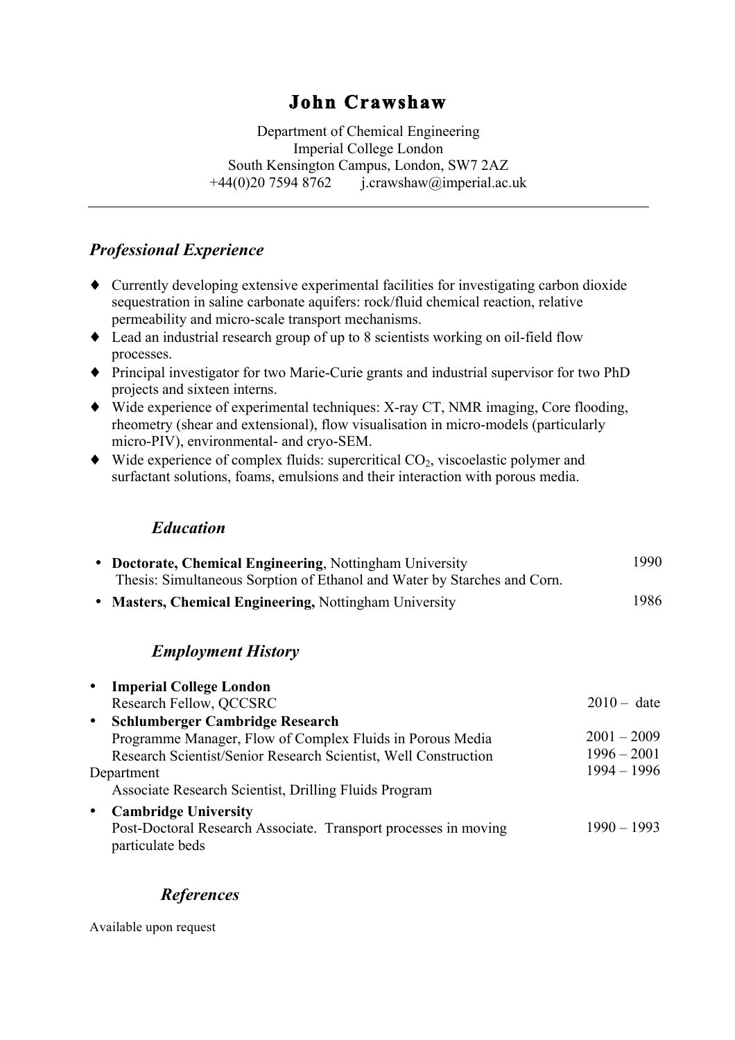# John Crawshaw

Department of Chemical Engineering
Imperial College London
South Kensington Campus, London, SW7 2AZ
+44(0)20 7594 8762 j.crawshaw@imperial.ac.uk

---

## *Professional Experience*

- Currently developing extensive experimental facilities for investigating carbon dioxide sequestration in saline carbonate aquifers: rock/fluid chemical reaction, relative permeability and micro-scale transport mechanisms.
- Lead an industrial research group of up to 8 scientists working on oil-field flow processes.
- Principal investigator for two Marie-Curie grants and industrial supervisor for two PhD projects and sixteen interns.
- Wide experience of experimental techniques: X-ray CT, NMR imaging, Core flooding, rheometry (shear and extensional), flow visualisation in micro-models (particularly micro-PIV), environmental- and cryo-SEM.
- Wide experience of complex fluids: supercritical $CO_2$, viscoelastic polymer and surfactant solutions, foams, emulsions and their interaction with porous media.

## *Education*

- **Doctorate, Chemical Engineering**, Nottingham University — 1990
  Thesis: Simultaneous Sorption of Ethanol and Water by Starches and Corn.
- **Masters, Chemical Engineering,** Nottingham University — 1986

## *Employment History*

- **Imperial College London**
  Research Fellow, QCCSRC — 2010 – date
- **Schlumberger Cambridge Research**
  Programme Manager, Flow of Complex Fluids in Porous Media — 2001 – 2009
  Research Scientist/Senior Research Scientist, Well Construction Department — 1996 – 2001
  Associate Research Scientist, Drilling Fluids Program — 1994 – 1996
- **Cambridge University**
  Post-Doctoral Research Associate. Transport processes in moving particulate beds — 1990 – 1993

## *References*

Available upon request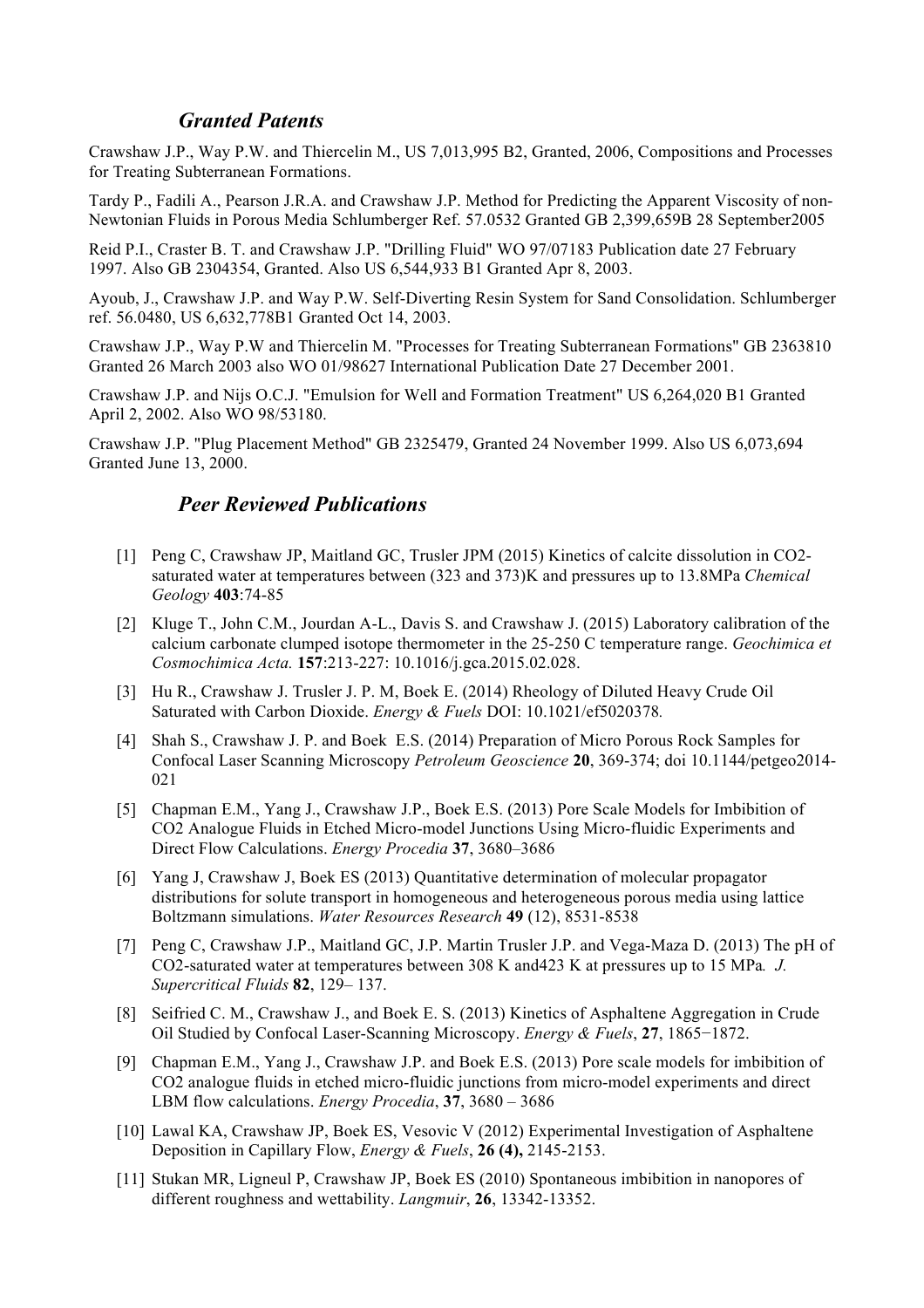### *Granted Patents*

Crawshaw J.P., Way P.W. and Thiercelin M., US 7,013,995 B2, Granted, 2006, Compositions and Processes for Treating Subterranean Formations.

Tardy P., Fadili A., Pearson J.R.A. and Crawshaw J.P. Method for Predicting the Apparent Viscosity of non-Newtonian Fluids in Porous Media Schlumberger Ref. 57.0532 Granted GB 2,399,659B 28 September2005

Reid P.I., Craster B. T. and Crawshaw J.P. "Drilling Fluid" WO 97/07183 Publication date 27 February 1997. Also GB 2304354, Granted. Also US 6,544,933 B1 Granted Apr 8, 2003.

Ayoub, J., Crawshaw J.P. and Way P.W. Self-Diverting Resin System for Sand Consolidation. Schlumberger ref. 56.0480, US 6,632,778B1 Granted Oct 14, 2003.

Crawshaw J.P., Way P.W and Thiercelin M. "Processes for Treating Subterranean Formations" GB 2363810 Granted 26 March 2003 also WO 01/98627 International Publication Date 27 December 2001.

Crawshaw J.P. and Nijs O.C.J. "Emulsion for Well and Formation Treatment" US 6,264,020 B1 Granted April 2, 2002. Also WO 98/53180.

Crawshaw J.P. "Plug Placement Method" GB 2325479, Granted 24 November 1999. Also US 6,073,694 Granted June 13, 2000.

### *Peer Reviewed Publications*

[1] Peng C, Crawshaw JP, Maitland GC, Trusler JPM (2015) Kinetics of calcite dissolution in CO2-saturated water at temperatures between (323 and 373)K and pressures up to 13.8MPa *Chemical Geology* **403**:74-85

[2] Kluge T., John C.M., Jourdan A-L., Davis S. and Crawshaw J. (2015) Laboratory calibration of the calcium carbonate clumped isotope thermometer in the 25-250 C temperature range. *Geochimica et Cosmochimica Acta.* **157**:213-227: 10.1016/j.gca.2015.02.028.

[3] Hu R., Crawshaw J. Trusler J. P. M, Boek E. (2014) Rheology of Diluted Heavy Crude Oil Saturated with Carbon Dioxide. *Energy & Fuels* DOI: 10.1021/ef5020378.

[4] Shah S., Crawshaw J. P. and Boek E.S. (2014) Preparation of Micro Porous Rock Samples for Confocal Laser Scanning Microscopy *Petroleum Geoscience* **20**, 369-374; doi 10.1144/petgeo2014-021

[5] Chapman E.M., Yang J., Crawshaw J.P., Boek E.S. (2013) Pore Scale Models for Imbibition of CO2 Analogue Fluids in Etched Micro-model Junctions Using Micro-fluidic Experiments and Direct Flow Calculations. *Energy Procedia* **37**, 3680–3686

[6] Yang J, Crawshaw J, Boek ES (2013) Quantitative determination of molecular propagator distributions for solute transport in homogeneous and heterogeneous porous media using lattice Boltzmann simulations. *Water Resources Research* **49** (12), 8531-8538

[7] Peng C, Crawshaw J.P., Maitland GC, J.P. Martin Trusler J.P. and Vega-Maza D. (2013) The pH of CO2-saturated water at temperatures between 308 K and423 K at pressures up to 15 MPa*. J. Supercritical Fluids* **82**, 129– 137.

[8] Seifried C. M., Crawshaw J., and Boek E. S. (2013) Kinetics of Asphaltene Aggregation in Crude Oil Studied by Confocal Laser-Scanning Microscopy. *Energy & Fuels*, **27**, 1865−1872.

[9] Chapman E.M., Yang J., Crawshaw J.P. and Boek E.S. (2013) Pore scale models for imbibition of CO2 analogue fluids in etched micro-fluidic junctions from micro-model experiments and direct LBM flow calculations. *Energy Procedia*, **37**, 3680 – 3686

[10] Lawal KA, Crawshaw JP, Boek ES, Vesovic V (2012) Experimental Investigation of Asphaltene Deposition in Capillary Flow, *Energy & Fuels*, **26 (4),** 2145-2153.

[11] Stukan MR, Ligneul P, Crawshaw JP, Boek ES (2010) Spontaneous imbibition in nanopores of different roughness and wettability. *Langmuir*, **26**, 13342-13352.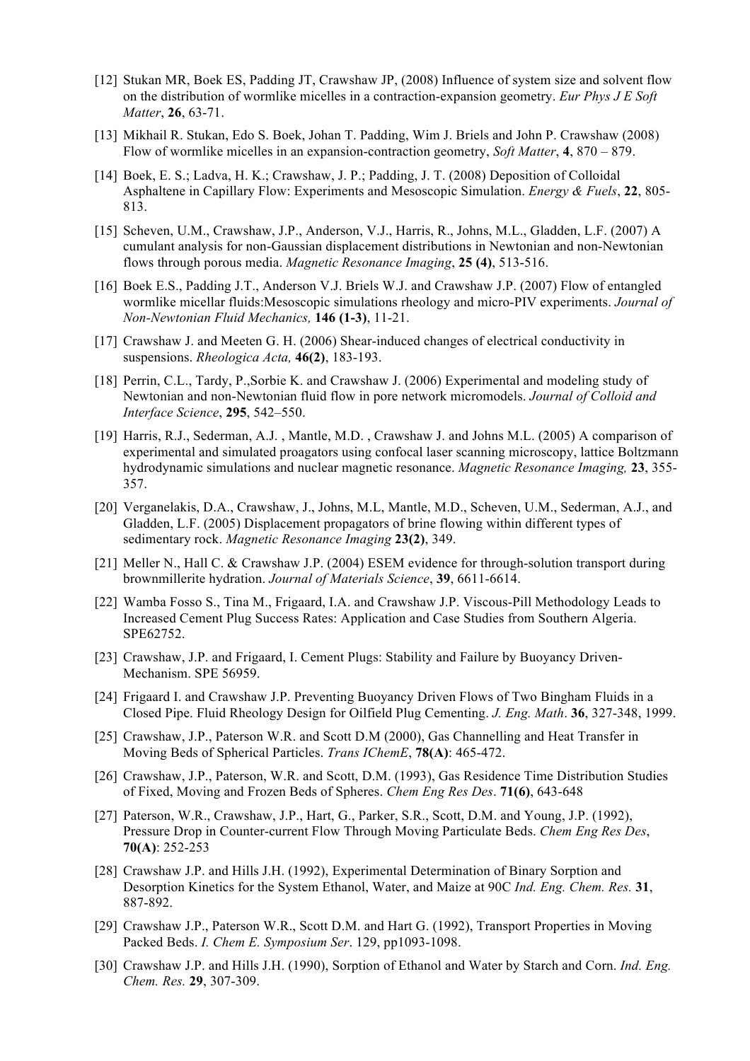[12] Stukan MR, Boek ES, Padding JT, Crawshaw JP, (2008) Influence of system size and solvent flow on the distribution of wormlike micelles in a contraction-expansion geometry. *Eur Phys J E Soft Matter*, **26**, 63-71.

[13] Mikhail R. Stukan, Edo S. Boek, Johan T. Padding, Wim J. Briels and John P. Crawshaw (2008) Flow of wormlike micelles in an expansion-contraction geometry, *Soft Matter*, **4**, 870 – 879.

[14] Boek, E. S.; Ladva, H. K.; Crawshaw, J. P.; Padding, J. T. (2008) Deposition of Colloidal Asphaltene in Capillary Flow: Experiments and Mesoscopic Simulation. *Energy & Fuels*, **22**, 805-813.

[15] Scheven, U.M., Crawshaw, J.P., Anderson, V.J., Harris, R., Johns, M.L., Gladden, L.F. (2007) A cumulant analysis for non-Gaussian displacement distributions in Newtonian and non-Newtonian flows through porous media. *Magnetic Resonance Imaging*, **25 (4)**, 513-516.

[16] Boek E.S., Padding J.T., Anderson V.J. Briels W.J. and Crawshaw J.P. (2007) Flow of entangled wormlike micellar fluids:Mesoscopic simulations rheology and micro-PIV experiments. *Journal of Non-Newtonian Fluid Mechanics,* **146 (1-3)**, 11-21.

[17] Crawshaw J. and Meeten G. H. (2006) Shear-induced changes of electrical conductivity in suspensions. *Rheologica Acta,* **46(2)**, 183-193.

[18] Perrin, C.L., Tardy, P.,Sorbie K. and Crawshaw J. (2006) Experimental and modeling study of Newtonian and non-Newtonian fluid flow in pore network micromodels. *Journal of Colloid and Interface Science*, **295**, 542–550.

[19] Harris, R.J., Sederman, A.J. , Mantle, M.D. , Crawshaw J. and Johns M.L. (2005) A comparison of experimental and simulated proagators using confocal laser scanning microscopy, lattice Boltzmann hydrodynamic simulations and nuclear magnetic resonance. *Magnetic Resonance Imaging,* **23**, 355-357.

[20] Verganelakis, D.A., Crawshaw, J., Johns, M.L, Mantle, M.D., Scheven, U.M., Sederman, A.J., and Gladden, L.F. (2005) Displacement propagators of brine flowing within different types of sedimentary rock. *Magnetic Resonance Imaging* **23(2)**, 349.

[21] Meller N., Hall C. & Crawshaw J.P. (2004) ESEM evidence for through-solution transport during brownmillerite hydration. *Journal of Materials Science*, **39**, 6611-6614.

[22] Wamba Fosso S., Tina M., Frigaard, I.A. and Crawshaw J.P. Viscous-Pill Methodology Leads to Increased Cement Plug Success Rates: Application and Case Studies from Southern Algeria. SPE62752.

[23] Crawshaw, J.P. and Frigaard, I. Cement Plugs: Stability and Failure by Buoyancy Driven-Mechanism. SPE 56959.

[24] Frigaard I. and Crawshaw J.P. Preventing Buoyancy Driven Flows of Two Bingham Fluids in a Closed Pipe. Fluid Rheology Design for Oilfield Plug Cementing. *J. Eng. Math*. **36**, 327-348, 1999.

[25] Crawshaw, J.P., Paterson W.R. and Scott D.M (2000), Gas Channelling and Heat Transfer in Moving Beds of Spherical Particles. *Trans IChemE*, **78(A)**: 465-472.

[26] Crawshaw, J.P., Paterson, W.R. and Scott, D.M. (1993), Gas Residence Time Distribution Studies of Fixed, Moving and Frozen Beds of Spheres. *Chem Eng Res Des*. **71(6)**, 643-648

[27] Paterson, W.R., Crawshaw, J.P., Hart, G., Parker, S.R., Scott, D.M. and Young, J.P. (1992), Pressure Drop in Counter-current Flow Through Moving Particulate Beds. *Chem Eng Res Des*, **70(A)**: 252-253

[28] Crawshaw J.P. and Hills J.H. (1992), Experimental Determination of Binary Sorption and Desorption Kinetics for the System Ethanol, Water, and Maize at 90C *Ind. Eng. Chem. Res.* **31**, 887-892.

[29] Crawshaw J.P., Paterson W.R., Scott D.M. and Hart G. (1992), Transport Properties in Moving Packed Beds. *I. Chem E. Symposium Ser*. 129, pp1093-1098.

[30] Crawshaw J.P. and Hills J.H. (1990), Sorption of Ethanol and Water by Starch and Corn. *Ind. Eng. Chem. Res.* **29**, 307-309.